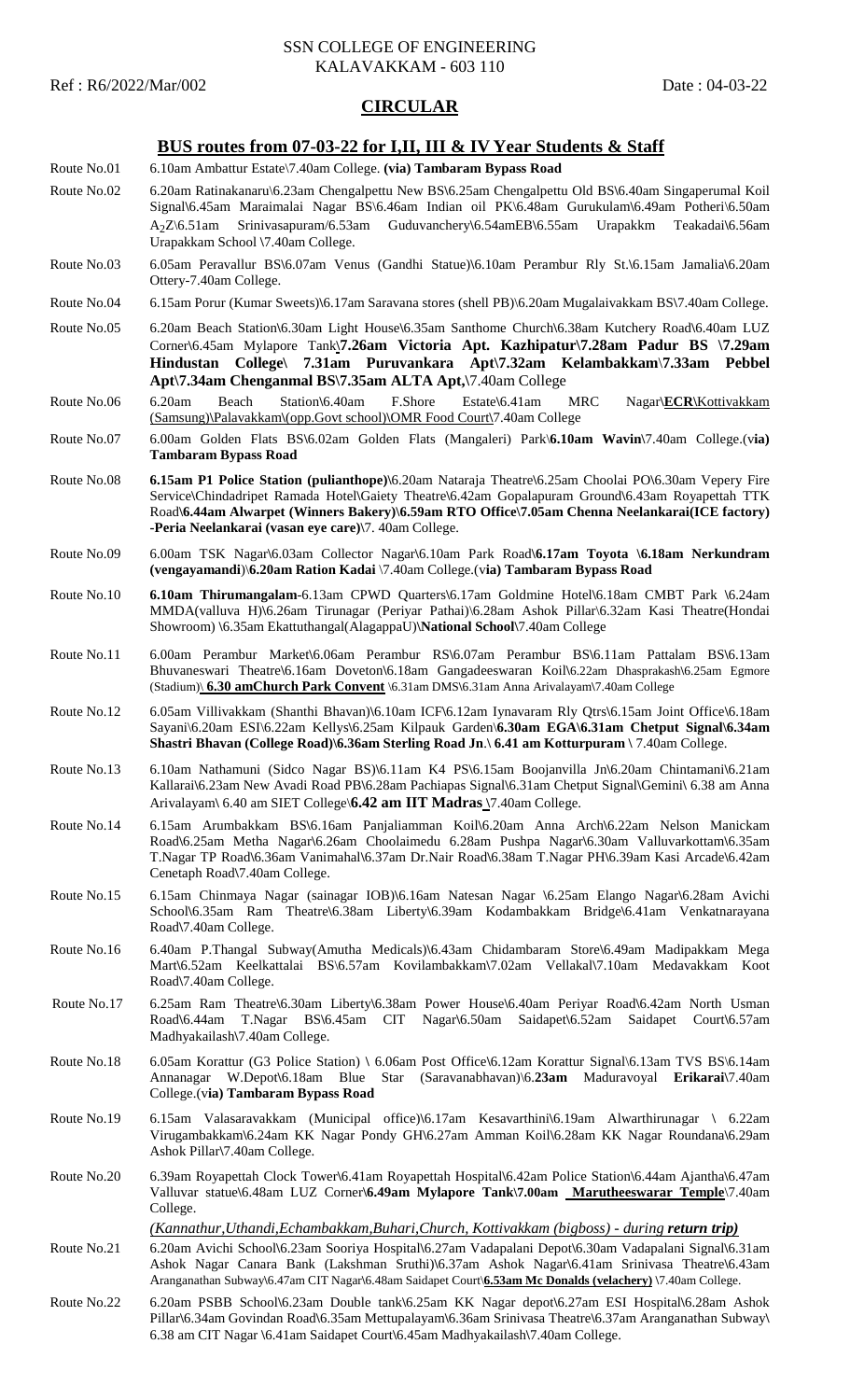SSN COLLEGE OF ENGINEERING
KALAVAKKAM - 603 110

Ref : R6/2022/Mar/002

Date : 04-03-22

## CIRCULAR

### BUS routes from 07-03-22 for I,II, III & IV Year Students & Staff

| | |
|---|---|
| Route No.01 | 6.10am Ambattur Estate\7.40am College. **(via) Tambaram Bypass Road** |
| Route No.02 | 6.20am Ratinakanaru\6.23am Chengalpettu New BS\6.25am Chengalpettu Old BS\6.40am Singaperumal Koil Signal\6.45am Maraimalai Nagar BS\6.46am Indian oil PK\6.48am Gurukulam\6.49am Potheri\6.50am $A_2Z$\6.51am Srinivasapuram/6.53am Guduvanchery\6.54amEB\6.55am Urapakkm Teakadai\6.56am Urapakkam School \7.40am College. |
| Route No.03 | 6.05am Peravallur BS\6.07am Venus (Gandhi Statue)\6.10am Perambur Rly St.\6.15am Jamalia\6.20am Ottery-7.40am College. |
| Route No.04 | 6.15am Porur (Kumar Sweets)\6.17am Saravana stores (shell PB)\6.20am Mugalaivakkam BS\7.40am College. |
| Route No.05 | 6.20am Beach Station\6.30am Light House\6.35am Santhome Church\6.38am Kutchery Road\6.40am LUZ Corner\6.45am Mylapore Tank**\7.26am Victoria Apt. Kazhipatur\7.28am Padur BS \7.29am Hindustan College\ 7.31am Puruvankara Apt\7.32am Kelambakkam\7.33am Pebbel Apt\7.34am Chenganmal BS\7.35am ALTA Apt,**\7.40am College |
| Route No.06 | 6.20am Beach Station\6.40am F.Shore Estate\6.41am MRC Nagar**\ECR**\Kottivakkam (Samsung)\Palavakkam\(opp.Govt school)\OMR Food Court\7.40am College |
| Route No.07 | 6.00am Golden Flats BS\6.02am Golden Flats (Mangaleri) Park\**6.10am Wavin**\7.40am College.(**via) Tambaram Bypass Road** |
| Route No.08 | **6.15am P1 Police Station (pulianthope)**\6.20am Nataraja Theatre\6.25am Choolai PO\6.30am Vepery Fire Service\Chindadripet Ramada Hotel\Gaiety Theatre\6.42am Gopalapuram Ground\6.43am Royapettah TTK Road**\6.44am Alwarpet (Winners Bakery)\6.59am RTO Office\7.05am Chenna Neelankarai(ICE factory) -Peria Neelankarai (vasan eye care)**\7. 40am College. |
| Route No.09 | 6.00am TSK Nagar\6.03am Collector Nagar\6.10am Park Road**\6.17am Toyota \6.18am Nerkundram (vengayamandi)\6.20am Ration Kadai** \7.40am College.(**via) Tambaram Bypass Road** |
| Route No.10 | **6.10am Thirumangalam**-6.13am CPWD Quarters\6.17am Goldmine Hotel\6.18am CMBT Park \6.24am MMDA(valluva H)\6.26am Tirunagar (Periyar Pathai)\6.28am Ashok Pillar\6.32am Kasi Theatre(Hondai Showroom) \6.35am Ekattuthangal(AlagappaU)\**National School**\7.40am College |
| Route No.11 | 6.00am Perambur Market\6.06am Perambur RS\6.07am Perambur BS\6.11am Pattalam BS\6.13am Bhuvaneswari Theatre\6.16am Doveton\6.18am Gangadeeswaran Koil\6.22am Dhasprakash\6.25am Egmore (Stadium)\ **6.30 amChurch Park Convent** \6.31am DMS\6.31am Anna Arivalayam\7.40am College |
| Route No.12 | 6.05am Villivakkam (Shanthi Bhavan)\6.10am ICF\6.12am Iynavaram Rly Qtrs\6.15am Joint Office\6.18am Sayani\6.20am ESI\6.22am Kellys\6.25am Kilpauk Garden**\6.30am EGA\6.31am Chetput Signal\6.34am Shastri Bhavan (College Road)\6.36am Sterling Road Jn**.\ **6.41 am Kotturpuram** \ 7.40am College. |
| Route No.13 | 6.10am Nathamuni (Sidco Nagar BS)\6.11am K4 PS\6.15am Boojanvilla Jn\6.20am Chintamani\6.21am Kallarai\6.23am New Avadi Road PB\6.28am Pachiapas Signal\6.31am Chetput Signal\Gemini\ 6.38 am Anna Arivalayam\ 6.40 am SIET College\**6.42 am IIT Madras** \7.40am College. |
| Route No.14 | 6.15am Arumbakkam BS\6.16am Panjaliamman Koil\6.20am Anna Arch\6.22am Nelson Manickam Road\6.25am Metha Nagar\6.26am Choolaimedu 6.28am Pushpa Nagar\6.30am Valluvarkottam\6.35am T.Nagar TP Road\6.36am Vanimahal\6.37am Dr.Nair Road\6.38am T.Nagar PH\6.39am Kasi Arcade\6.42am Cenetaph Road\7.40am College. |
| Route No.15 | 6.15am Chinmaya Nagar (sainagar IOB)\6.16am Natesan Nagar \6.25am Elango Nagar\6.28am Avichi School\6.35am Ram Theatre\6.38am Liberty\6.39am Kodambakkam Bridge\6.41am Venkatnarayana Road\7.40am College. |
| Route No.16 | 6.40am P.Thangal Subway(Amutha Medicals)\6.43am Chidambaram Store\6.49am Madipakkam Mega Mart\6.52am Keelkattalai BS\6.57am Kovilambakkam\7.02am Vellakal\7.10am Medavakkam Koot Road\7.40am College. |
| Route No.17 | 6.25am Ram Theatre\6.30am Liberty\6.38am Power House\6.40am Periyar Road\6.42am North Usman Road\6.44am T.Nagar BS\6.45am CIT Nagar\6.50am Saidapet\6.52am Saidapet Court\6.57am Madhyakailash\7.40am College. |
| Route No.18 | 6.05am Korattur (G3 Police Station) \ 6.06am Post Office\6.12am Korattur Signal\6.13am TVS BS\6.14am Annanagar W.Depot\6.18am Blue Star (Saravanabhavan)\6.**23am** Maduravoyal **Erikarai**\7.40am College.(**via) Tambaram Bypass Road** |
| Route No.19 | 6.15am Valasaravakkam (Municipal office)\6.17am Kesavarthini\6.19am Alwarthirunagar \ 6.22am Virugambakkam\6.24am KK Nagar Pondy GH\6.27am Amman Koil\6.28am KK Nagar Roundana\6.29am Ashok Pillar\7.40am College. |
| Route No.20 | 6.39am Royapettah Clock Tower\6.41am Royapettah Hospital\6.42am Police Station\6.44am Ajantha\6.47am Valluvar statue\6.48am LUZ Corner**\6.49am Mylapore Tank\7.00am Marutheeswarar Temple**\7.40am College. *(Kannathur,Uthandi,Echambakkam,Buhari,Church, Kottivakkam (bigboss) - during **return trip**)* |
| Route No.21 | 6.20am Avichi School\6.23am Sooriya Hospital\6.27am Vadapalani Depot\6.30am Vadapalani Signal\6.31am Ashok Nagar Canara Bank (Lakshman Sruthi)\6.37am Ashok Nagar\6.41am Srinivasa Theatre\6.43am Aranganathan Subway\6.47am CIT Nagar\6.48am Saidapet Court\**6.53am Mc Donalds (velachery)** \7.40am College. |
| Route No.22 | 6.20am PSBB School\6.23am Double tank\6.25am KK Nagar depot\6.27am ESI Hospital\6.28am Ashok Pillar\6.34am Govindan Road\6.35am Mettupalayam\6.36am Srinivasa Theatre\6.37am Aranganathan Subway\ 6.38 am CIT Nagar \6.41am Saidapet Court\6.45am Madhyakailash\7.40am College. |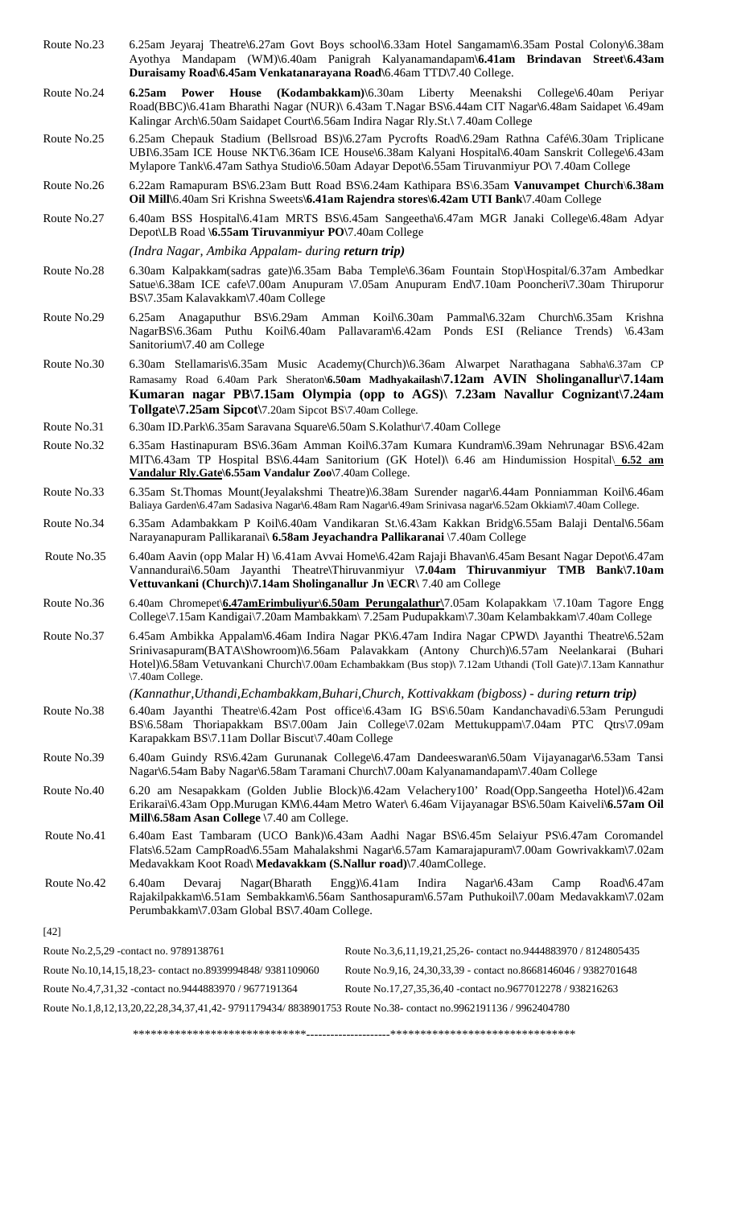| | |
|---|---|
| Route No.23 | 6.25am Jeyaraj Theatre\6.27am Govt Boys school\6.33am Hotel Sangamam\6.35am Postal Colony\6.38am Ayothya Mandapam (WM)\6.40am Panigrah Kalyanamandapam\**6.41am Brindavan Street\6.43am Duraisamy Road\6.45am Venkatanarayana Road**\6.46am TTD\7.40 College. |
| Route No.24 | **6.25am Power House (Kodambakkam)**\6.30am Liberty Meenakshi College\6.40am Periyar Road(BBC)\6.41am Bharathi Nagar (NUR)\ 6.43am T.Nagar BS\6.44am CIT Nagar\6.48am Saidapet \6.49am Kalingar Arch\6.50am Saidapet Court\6.56am Indira Nagar Rly.St.\ 7.40am College |
| Route No.25 | 6.25am Chepauk Stadium (Bellsroad BS)\6.27am Pycrofts Road\6.29am Rathna Café\6.30am Triplicane UBI\6.35am ICE House NKT\6.36am ICE House\6.38am Kalyani Hospital\6.40am Sanskrit College\6.43am Mylapore Tank\6.47am Sathya Studio\6.50am Adayar Depot\6.55am Tiruvanmiyur PO\ 7.40am College |
| Route No.26 | 6.22am Ramapuram BS\6.23am Butt Road BS\6.24am Kathipara BS\6.35am **Vanuvampet Church\6.38am Oil Mill**\6.40am Sri Krishna Sweets\**6.41am Rajendra stores\6.42am UTI Bank**\7.40am College |
| Route No.27 | 6.40am BSS Hospital\6.41am MRTS BS\6.45am Sangeetha\6.47am MGR Janaki College\6.48am Adyar Depot\LB Road \**6.55am Tiruvanmiyur PO**\7.40am College<br>*(Indra Nagar, Ambika Appalam- during **return trip**)* |
| Route No.28 | 6.30am Kalpakkam(sadras gate)\6.35am Baba Temple\6.36am Fountain Stop\Hospital/6.37am Ambedkar Satue\6.38am ICE cafe\7.00am Anupuram \7.05am Anupuram End\7.10am Pooncheri\7.30am Thiruporur BS\7.35am Kalavakkam\7.40am College |
| Route No.29 | 6.25am Anagaputhur BS\6.29am Amman Koil\6.30am Pammal\6.32am Church\6.35am Krishna NagarBS\6.36am Puthu Koil\6.40am Pallavaram\6.42am Ponds ESI (Reliance Trends) \6.43am Sanitorium\7.40 am College |
| Route No.30 | 6.30am Stellamaris\6.35am Music Academy(Church)\6.36am Alwarpet Narathagana Sabha\6.37am CP Ramasamy Road 6.40am Park Sheraton\**6.50am Madhyakailash\7.12am AVIN Sholinganallur\7.14am Kumaran nagar PB\7.15am Olympia (opp to AGS)\ 7.23am Navallur Cognizant\7.24am Tollgate\7.25am Sipcot**\7.20am Sipcot BS\7.40am College. |
| Route No.31 | 6.30am ID.Park\6.35am Saravana Square\6.50am S.Kolathur\7.40am College |
| Route No.32 | 6.35am Hastinapuram BS\6.36am Amman Koil\6.37am Kumara Kundram\6.39am Nehrunagar BS\6.42am MIT\6.43am TP Hospital BS\6.44am Sanitorium (GK Hotel)\ 6.46 am Hindumission Hospital\ **6.52 am Vandalur Rly.Gate\6.55am Vandalur Zoo**\7.40am College. |
| Route No.33 | 6.35am St.Thomas Mount(Jeyalakshmi Theatre)\6.38am Surender nagar\6.44am Ponniamman Koil\6.46am Baliaya Garden\6.47am Sadasiva Nagar\6.48am Ram Nagar\6.49am Srinivasa nagar\6.52am Okkiam\7.40am College. |
| Route No.34 | 6.35am Adambakkam P Koil\6.40am Vandikaran St.\6.43am Kakkan Bridg\6.55am Balaji Dental\6.56am Narayanapuram Pallikaranai\ **6.58am Jeyachandra Pallikaranai** \7.40am College |
| Route No.35 | 6.40am Aavin (opp Malar H) \6.41am Avvai Home\6.42am Rajaji Bhavan\6.45am Besant Nagar Depot\6.47am Vannandurai\6.50am Jayanthi Theatre\Thiruvanmiyur \**7.04am Thiruvanmiyur TMB Bank\7.10am Vettuvankani (Church)\7.14am Sholinganallur Jn \ECR**\ 7.40 am College |
| Route No.36 | 6.40am Chromepet\**6.47amErimbuliyur\6.50am Perungalathur**\7.05am Kolapakkam \7.10am Tagore Engg College\7.15am Kandigai\7.20am Mambakkam\ 7.25am Pudupakkam\7.30am Kelambakkam\7.40am College |
| Route No.37 | 6.45am Ambikka Appalam\6.46am Indira Nagar PK\6.47am Indira Nagar CPWD\ Jayanthi Theatre\6.52am Srinivasapuram(BATA\Showroom)\6.56am Palavakkam (Antony Church)\6.57am Neelankarai (Buhari Hotel)\6.58am Vetuvankani Church\7.00am Echambakkam (Bus stop)\ 7.12am Uthandi (Toll Gate)\7.13am Kannathur \7.40am College.<br>*(Kannathur,Uthandi,Echambakkam,Buhari,Church, Kottivakkam (bigboss) - during **return trip**)* |
| Route No.38 | 6.40am Jayanthi Theatre\6.42am Post office\6.43am IG BS\6.50am Kandanchavadi\6.53am Perungudi BS\6.58am Thoriapakkam BS\7.00am Jain College\7.02am Mettukuppam\7.04am PTC Qtrs\7.09am Karapakkam BS\7.11am Dollar Biscut\7.40am College |
| Route No.39 | 6.40am Guindy RS\6.42am Gurunanak College\6.47am Dandeeswaran\6.50am Vijayanagar\6.53am Tansi Nagar\6.54am Baby Nagar\6.58am Taramani Church\7.00am Kalyanamandapam\7.40am College |
| Route No.40 | 6.20 am Nesapakkam (Golden Jublie Block)\6.42am Velachery100' Road(Opp.Sangeetha Hotel)\6.42am Erikarai\6.43am Opp.Murugan KM\6.44am Metro Water\ 6.46am Vijayanagar BS\6.50am Kaiveli\**6.57am Oil Mill\6.58am Asan College** \7.40 am College. |
| Route No.41 | 6.40am East Tambaram (UCO Bank)\6.43am Aadhi Nagar BS\6.45m Selaiyur PS\6.47am Coromandel Flats\6.52am CampRoad\6.55am Mahalakshmi Nagar\6.57am Kamarajapuram\7.00am Gowrivakkam\7.02am Medavakkam Koot Road\ **Medavakkam (S.Nallur road)**\7.40amCollege. |
| Route No.42 | 6.40am Devaraj Nagar(Bharath Engg)\6.41am Indira Nagar\6.43am Camp Road\6.47am Rajakilpakkam\6.51am Sembakkam\6.56am Santhosapuram\6.57am Puthukoil\7.00am Medavakkam\7.02am Perumbakkam\7.03am Global BS\7.40am College. |

[42]

| | |
|---|---|
| Route No.2,5,29 -contact no. 9789138761 | Route No.3,6,11,19,21,25,26- contact no.9444883970 / 8124805435 |
| Route No.10,14,15,18,23- contact no.8939994848/ 9381109060 | Route No.9,16, 24,30,33,39 - contact no.8668146046 / 9382701648 |
| Route No.4,7,31,32 -contact no.9444883970 / 9677191364 | Route No.17,27,35,36,40 -contact no.9677012278 / 938216263 |

Route No.1,8,12,13,20,22,28,34,37,41,42- 9791179434/ 8838901753 Route No.38- contact no.9962191136 / 9962404780

*****************************___________________*******************************